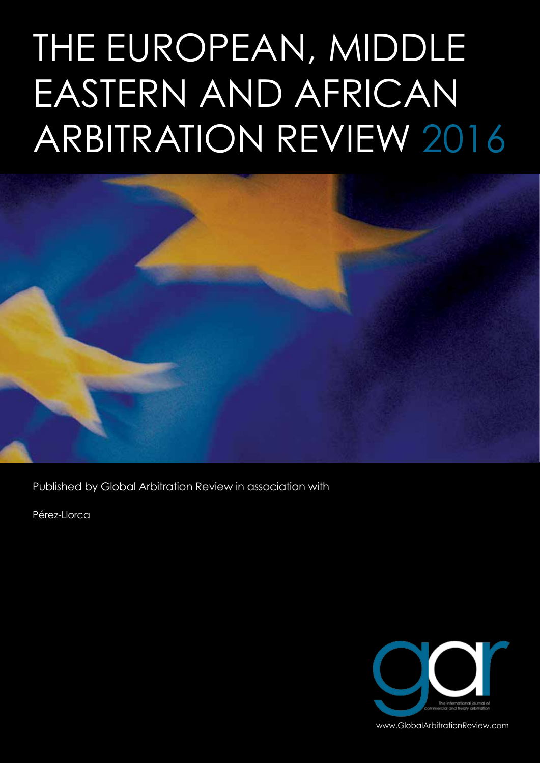# THE EUROPEAN, MIDDLE EASTERN AND AFRICAN ARBITRATION REVIEW 2016

Published by Global Arbitration Review in association with

Pérez-Llorca

gar

The international journal of commercial and treaty arbitration

www.GlobalArbitrationReview.com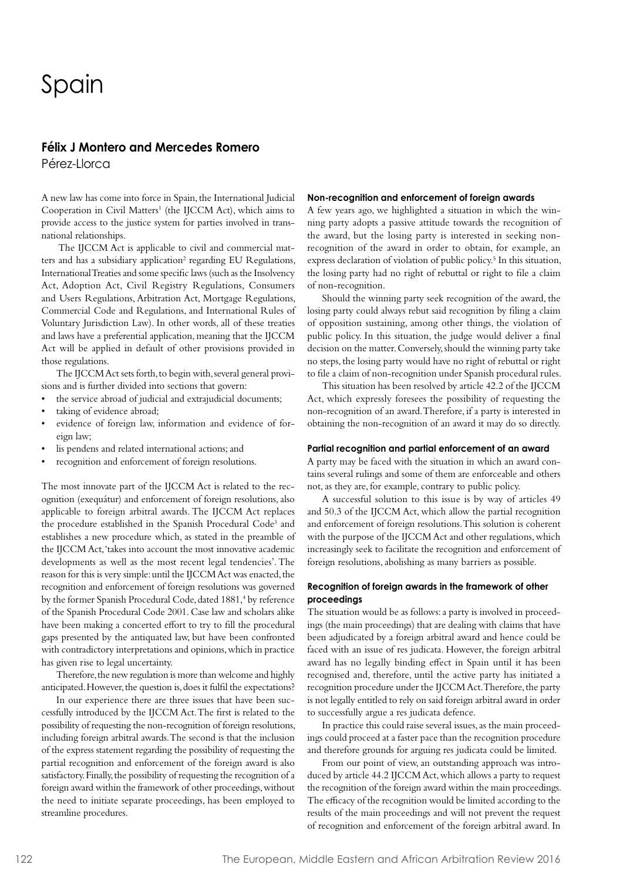# Spain

**Félix J Montero and Mercedes Romero**
Pérez-Llorca

A new law has come into force in Spain, the International Judicial Cooperation in Civil Matters[1] (the IJCCM Act), which aims to provide access to the justice system for parties involved in transnational relationships.

The IJCCM Act is applicable to civil and commercial matters and has a subsidiary application[2] regarding EU Regulations, International Treaties and some specific laws (such as the Insolvency Act, Adoption Act, Civil Registry Regulations, Consumers and Users Regulations, Arbitration Act, Mortgage Regulations, Commercial Code and Regulations, and International Rules of Voluntary Jurisdiction Law). In other words, all of these treaties and laws have a preferential application, meaning that the IJCCM Act will be applied in default of other provisions provided in those regulations.

The IJCCM Act sets forth, to begin with, several general provisions and is further divided into sections that govern:

- the service abroad of judicial and extrajudicial documents;
- taking of evidence abroad;
- evidence of foreign law, information and evidence of foreign law;
- lis pendens and related international actions; and
- recognition and enforcement of foreign resolutions.

The most innovate part of the IJCCM Act is related to the recognition (exequátur) and enforcement of foreign resolutions, also applicable to foreign arbitral awards. The IJCCM Act replaces the procedure established in the Spanish Procedural Code[3] and establishes a new procedure which, as stated in the preamble of the IJCCM Act, 'takes into account the most innovative academic developments as well as the most recent legal tendencies'. The reason for this is very simple: until the IJCCM Act was enacted, the recognition and enforcement of foreign resolutions was governed by the former Spanish Procedural Code, dated 1881,[4] by reference of the Spanish Procedural Code 2001. Case law and scholars alike have been making a concerted effort to try to fill the procedural gaps presented by the antiquated law, but have been confronted with contradictory interpretations and opinions, which in practice has given rise to legal uncertainty.

Therefore, the new regulation is more than welcome and highly anticipated. However, the question is, does it fulfil the expectations?

In our experience there are three issues that have been successfully introduced by the IJCCM Act. The first is related to the possibility of requesting the non-recognition of foreign resolutions, including foreign arbitral awards. The second is that the inclusion of the express statement regarding the possibility of requesting the partial recognition and enforcement of the foreign award is also satisfactory. Finally, the possibility of requesting the recognition of a foreign award within the framework of other proceedings, without the need to initiate separate proceedings, has been employed to streamline procedures.

#### Non-recognition and enforcement of foreign awards

A few years ago, we highlighted a situation in which the winning party adopts a passive attitude towards the recognition of the award, but the losing party is interested in seeking non-recognition of the award in order to obtain, for example, an express declaration of violation of public policy.[5] In this situation, the losing party had no right of rebuttal or right to file a claim of non-recognition.

Should the winning party seek recognition of the award, the losing party could always rebut said recognition by filing a claim of opposition sustaining, among other things, the violation of public policy. In this situation, the judge would deliver a final decision on the matter. Conversely, should the winning party take no steps, the losing party would have no right of rebuttal or right to file a claim of non-recognition under Spanish procedural rules.

This situation has been resolved by article 42.2 of the IJCCM Act, which expressly foresees the possibility of requesting the non-recognition of an award. Therefore, if a party is interested in obtaining the non-recognition of an award it may do so directly.

#### Partial recognition and partial enforcement of an award

A party may be faced with the situation in which an award contains several rulings and some of them are enforceable and others not, as they are, for example, contrary to public policy.

A successful solution to this issue is by way of articles 49 and 50.3 of the IJCCM Act, which allow the partial recognition and enforcement of foreign resolutions. This solution is coherent with the purpose of the IJCCM Act and other regulations, which increasingly seek to facilitate the recognition and enforcement of foreign resolutions, abolishing as many barriers as possible.

#### Recognition of foreign awards in the framework of other proceedings

The situation would be as follows: a party is involved in proceedings (the main proceedings) that are dealing with claims that have been adjudicated by a foreign arbitral award and hence could be faced with an issue of res judicata. However, the foreign arbitral award has no legally binding effect in Spain until it has been recognised and, therefore, until the active party has initiated a recognition procedure under the IJCCM Act. Therefore, the party is not legally entitled to rely on said foreign arbitral award in order to successfully argue a res judicata defence.

In practice this could raise several issues, as the main proceedings could proceed at a faster pace than the recognition procedure and therefore grounds for arguing res judicata could be limited.

From our point of view, an outstanding approach was introduced by article 44.2 IJCCM Act, which allows a party to request the recognition of the foreign award within the main proceedings. The efficacy of the recognition would be limited according to the results of the main proceedings and will not prevent the request of recognition and enforcement of the foreign arbitral award. In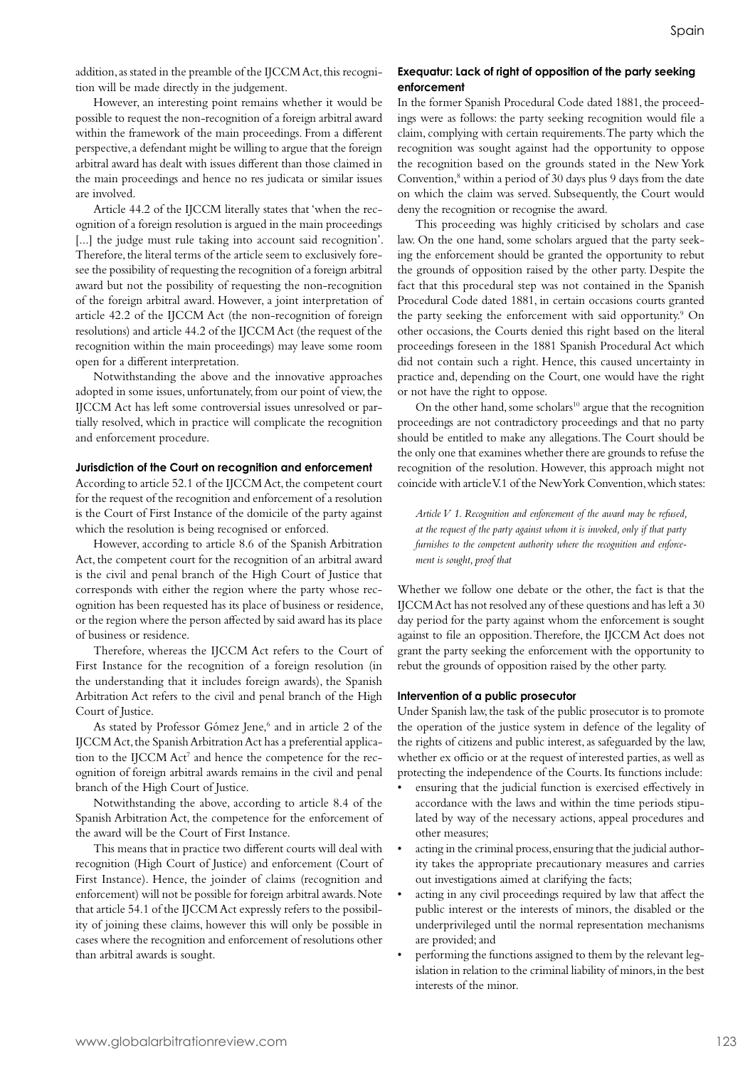addition, as stated in the preamble of the IJCCM Act, this recognition will be made directly in the judgement.

However, an interesting point remains whether it would be possible to request the non-recognition of a foreign arbitral award within the framework of the main proceedings. From a different perspective, a defendant might be willing to argue that the foreign arbitral award has dealt with issues different than those claimed in the main proceedings and hence no res judicata or similar issues are involved.

Article 44.2 of the IJCCM literally states that 'when the recognition of a foreign resolution is argued in the main proceedings [...] the judge must rule taking into account said recognition'. Therefore, the literal terms of the article seem to exclusively foresee the possibility of requesting the recognition of a foreign arbitral award but not the possibility of requesting the non-recognition of the foreign arbitral award. However, a joint interpretation of article 42.2 of the IJCCM Act (the non-recognition of foreign resolutions) and article 44.2 of the IJCCM Act (the request of the recognition within the main proceedings) may leave some room open for a different interpretation.

Notwithstanding the above and the innovative approaches adopted in some issues, unfortunately, from our point of view, the IJCCM Act has left some controversial issues unresolved or partially resolved, which in practice will complicate the recognition and enforcement procedure.

#### Jurisdiction of the Court on recognition and enforcement

According to article 52.1 of the IJCCM Act, the competent court for the request of the recognition and enforcement of a resolution is the Court of First Instance of the domicile of the party against which the resolution is being recognised or enforced.

However, according to article 8.6 of the Spanish Arbitration Act, the competent court for the recognition of an arbitral award is the civil and penal branch of the High Court of Justice that corresponds with either the region where the party whose recognition has been requested has its place of business or residence, or the region where the person affected by said award has its place of business or residence.

Therefore, whereas the IJCCM Act refers to the Court of First Instance for the recognition of a foreign resolution (in the understanding that it includes foreign awards), the Spanish Arbitration Act refers to the civil and penal branch of the High Court of Justice.

As stated by Professor Gómez Jene,[6] and in article 2 of the IJCCM Act, the Spanish Arbitration Act has a preferential application to the IJCCM Act[7] and hence the competence for the recognition of foreign arbitral awards remains in the civil and penal branch of the High Court of Justice.

Notwithstanding the above, according to article 8.4 of the Spanish Arbitration Act, the competence for the enforcement of the award will be the Court of First Instance.

This means that in practice two different courts will deal with recognition (High Court of Justice) and enforcement (Court of First Instance). Hence, the joinder of claims (recognition and enforcement) will not be possible for foreign arbitral awards. Note that article 54.1 of the IJCCM Act expressly refers to the possibility of joining these claims, however this will only be possible in cases where the recognition and enforcement of resolutions other than arbitral awards is sought.

#### Exequatur: Lack of right of opposition of the party seeking enforcement

In the former Spanish Procedural Code dated 1881, the proceedings were as follows: the party seeking recognition would file a claim, complying with certain requirements. The party which the recognition was sought against had the opportunity to oppose the recognition based on the grounds stated in the New York Convention,[8] within a period of 30 days plus 9 days from the date on which the claim was served. Subsequently, the Court would deny the recognition or recognise the award.

This proceeding was highly criticised by scholars and case law. On the one hand, some scholars argued that the party seeking the enforcement should be granted the opportunity to rebut the grounds of opposition raised by the other party. Despite the fact that this procedural step was not contained in the Spanish Procedural Code dated 1881, in certain occasions courts granted the party seeking the enforcement with said opportunity.[9] On other occasions, the Courts denied this right based on the literal proceedings foreseen in the 1881 Spanish Procedural Act which did not contain such a right. Hence, this caused uncertainty in practice and, depending on the Court, one would have the right or not have the right to oppose.

On the other hand, some scholars[10] argue that the recognition proceedings are not contradictory proceedings and that no party should be entitled to make any allegations. The Court should be the only one that examines whether there are grounds to refuse the recognition of the resolution. However, this approach might not coincide with article V.1 of the New York Convention, which states:

> *Article V 1. Recognition and enforcement of the award may be refused, at the request of the party against whom it is invoked, only if that party furnishes to the competent authority where the recognition and enforcement is sought, proof that*

Whether we follow one debate or the other, the fact is that the IJCCM Act has not resolved any of these questions and has left a 30 day period for the party against whom the enforcement is sought against to file an opposition. Therefore, the IJCCM Act does not grant the party seeking the enforcement with the opportunity to rebut the grounds of opposition raised by the other party.

#### Intervention of a public prosecutor

Under Spanish law, the task of the public prosecutor is to promote the operation of the justice system in defence of the legality of the rights of citizens and public interest, as safeguarded by the law, whether ex officio or at the request of interested parties, as well as protecting the independence of the Courts. Its functions include:

- ensuring that the judicial function is exercised effectively in accordance with the laws and within the time periods stipulated by way of the necessary actions, appeal procedures and other measures;
- acting in the criminal process, ensuring that the judicial authority takes the appropriate precautionary measures and carries out investigations aimed at clarifying the facts;
- acting in any civil proceedings required by law that affect the public interest or the interests of minors, the disabled or the underprivileged until the normal representation mechanisms are provided; and
- performing the functions assigned to them by the relevant legislation in relation to the criminal liability of minors, in the best interests of the minor.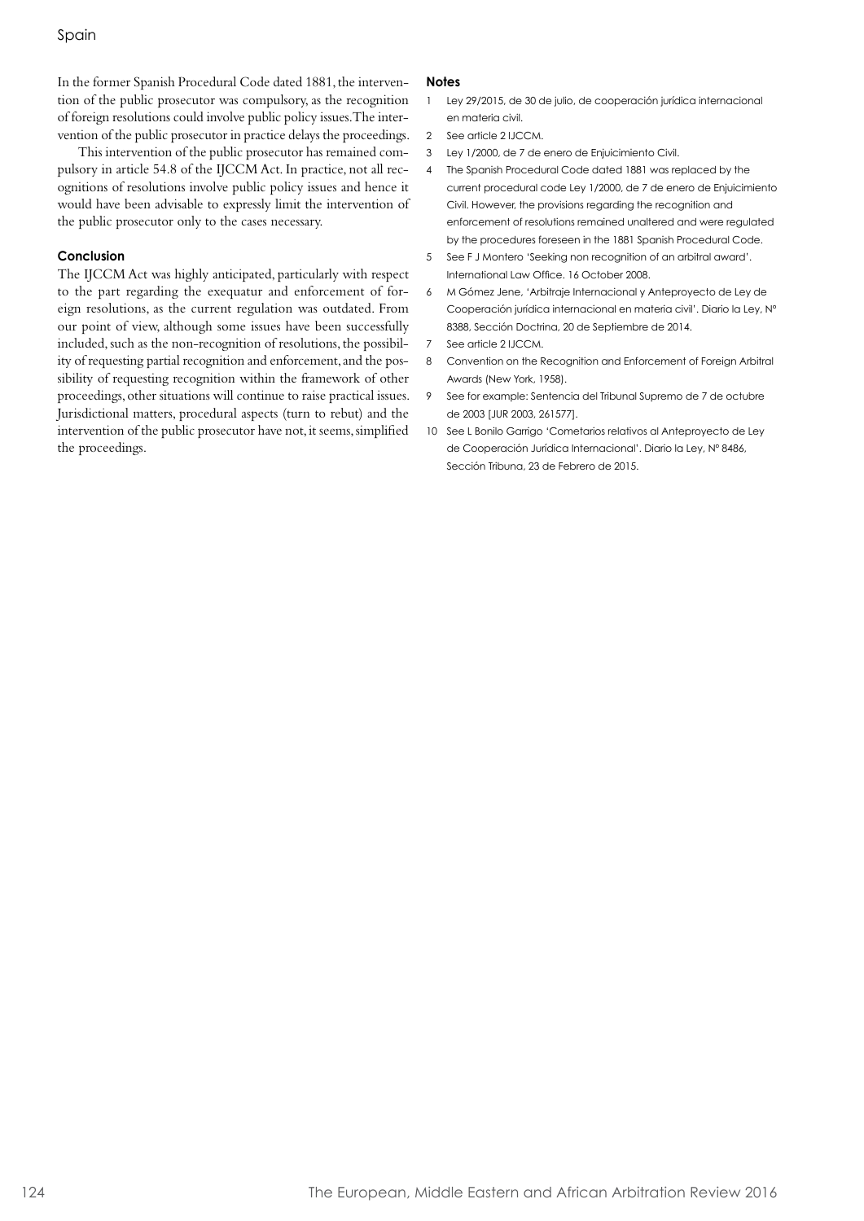In the former Spanish Procedural Code dated 1881, the intervention of the public prosecutor was compulsory, as the recognition of foreign resolutions could involve public policy issues. The intervention of the public prosecutor in practice delays the proceedings.

This intervention of the public prosecutor has remained compulsory in article 54.8 of the IJCCM Act. In practice, not all recognitions of resolutions involve public policy issues and hence it would have been advisable to expressly limit the intervention of the public prosecutor only to the cases necessary.

### Conclusion

The IJCCM Act was highly anticipated, particularly with respect to the part regarding the exequatur and enforcement of foreign resolutions, as the current regulation was outdated. From our point of view, although some issues have been successfully included, such as the non-recognition of resolutions, the possibility of requesting partial recognition and enforcement, and the possibility of requesting recognition within the framework of other proceedings, other situations will continue to raise practical issues. Jurisdictional matters, procedural aspects (turn to rebut) and the intervention of the public prosecutor have not, it seems, simplified the proceedings.

### Notes

1. Ley 29/2015, de 30 de julio, de cooperación jurídica internacional en materia civil.
2. See article 2 IJCCM.
3. Ley 1/2000, de 7 de enero de Enjuicimiento Civil.
4. The Spanish Procedural Code dated 1881 was replaced by the current procedural code Ley 1/2000, de 7 de enero de Enjuicimiento Civil. However, the provisions regarding the recognition and enforcement of resolutions remained unaltered and were regulated by the procedures foreseen in the 1881 Spanish Procedural Code.
5. See F J Montero 'Seeking non recognition of an arbitral award'. International Law Office. 16 October 2008.
6. M Gómez Jene, 'Arbitraje Internacional y Anteproyecto de Ley de Cooperación jurídica internacional en materia civil'. Diario la Ley, N° 8388, Sección Doctrina, 20 de Septiembre de 2014.
7. See article 2 IJCCM.
8. Convention on the Recognition and Enforcement of Foreign Arbitral Awards (New York, 1958).
9. See for example: Sentencia del Tribunal Supremo de 7 de octubre de 2003 [JUR 2003, 261577].
10. See L Bonilo Garrigo 'Cometarios relativos al Anteproyecto de Ley de Cooperación Jurídica Internacional'. Diario la Ley, N° 8486, Sección Tribuna, 23 de Febrero de 2015.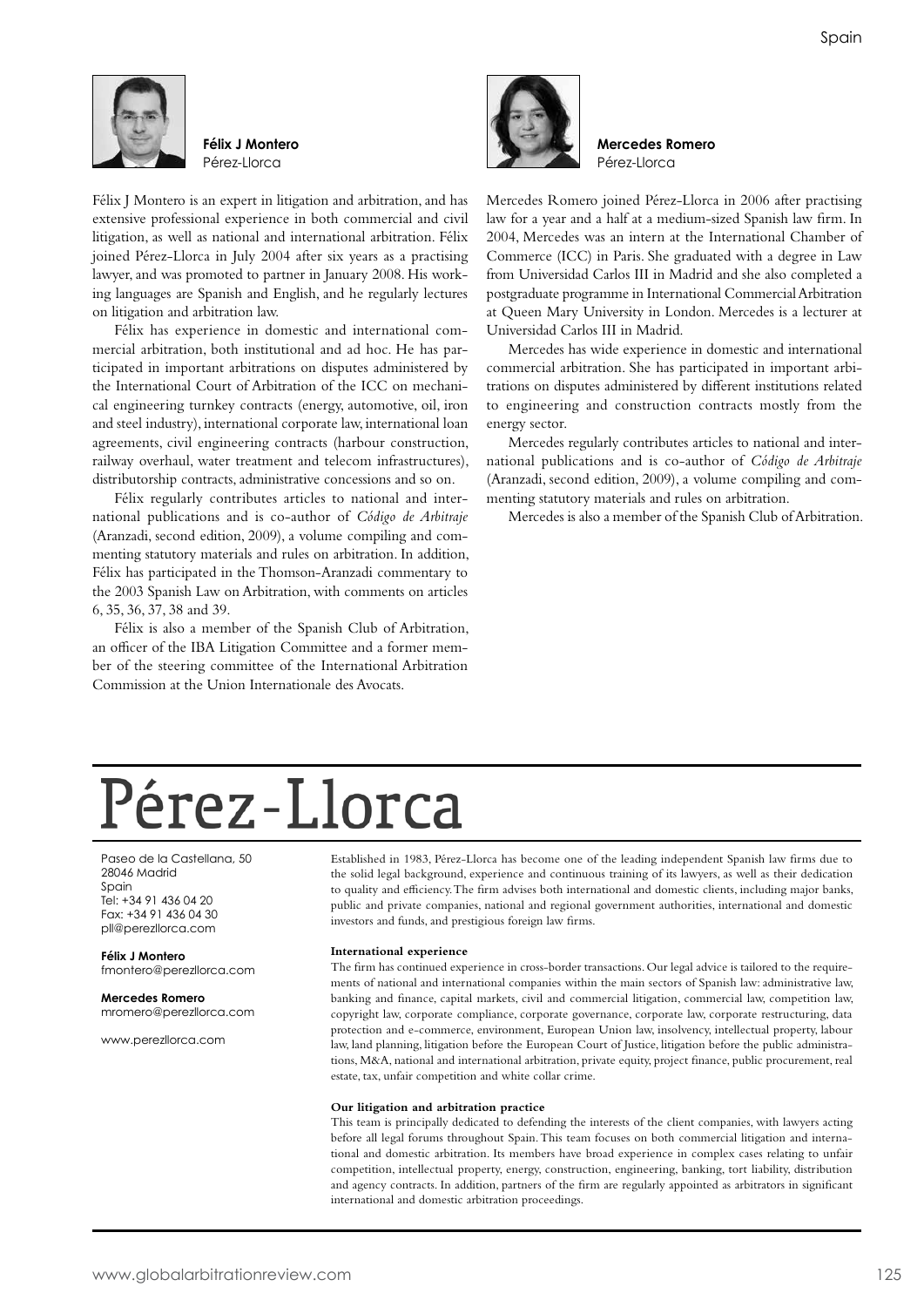**Félix J Montero**
Pérez-Llorca

Félix J Montero is an expert in litigation and arbitration, and has extensive professional experience in both commercial and civil litigation, as well as national and international arbitration. Félix joined Pérez-Llorca in July 2004 after six years as a practising lawyer, and was promoted to partner in January 2008. His working languages are Spanish and English, and he regularly lectures on litigation and arbitration law.

Félix has experience in domestic and international commercial arbitration, both institutional and ad hoc. He has participated in important arbitrations on disputes administered by the International Court of Arbitration of the ICC on mechanical engineering turnkey contracts (energy, automotive, oil, iron and steel industry), international corporate law, international loan agreements, civil engineering contracts (harbour construction, railway overhaul, water treatment and telecom infrastructures), distributorship contracts, administrative concessions and so on.

Félix regularly contributes articles to national and international publications and is co-author of *Código de Arbitraje* (Aranzadi, second edition, 2009), a volume compiling and commenting statutory materials and rules on arbitration. In addition, Félix has participated in the Thomson-Aranzadi commentary to the 2003 Spanish Law on Arbitration, with comments on articles 6, 35, 36, 37, 38 and 39.

Félix is also a member of the Spanish Club of Arbitration, an officer of the IBA Litigation Committee and a former member of the steering committee of the International Arbitration Commission at the Union Internationale des Avocats.

**Mercedes Romero**
Pérez-Llorca

Mercedes Romero joined Pérez-Llorca in 2006 after practising law for a year and a half at a medium-sized Spanish law firm. In 2004, Mercedes was an intern at the International Chamber of Commerce (ICC) in Paris. She graduated with a degree in Law from Universidad Carlos III in Madrid and she also completed a postgraduate programme in International Commercial Arbitration at Queen Mary University in London. Mercedes is a lecturer at Universidad Carlos III in Madrid.

Mercedes has wide experience in domestic and international commercial arbitration. She has participated in important arbitrations on disputes administered by different institutions related to engineering and construction contracts mostly from the energy sector.

Mercedes regularly contributes articles to national and international publications and is co-author of *Código de Arbitraje* (Aranzadi, second edition, 2009), a volume compiling and commenting statutory materials and rules on arbitration.

Mercedes is also a member of the Spanish Club of Arbitration.

# Pérez-Llorca

Paseo de la Castellana, 50
28046 Madrid
Spain
Tel: +34 91 436 04 20
Fax: +34 91 436 04 30
pll@perezllorca.com

**Félix J Montero**
fmontero@perezllorca.com

**Mercedes Romero**
mromero@perezllorca.com

www.perezllorca.com

Established in 1983, Pérez-Llorca has become one of the leading independent Spanish law firms due to the solid legal background, experience and continuous training of its lawyers, as well as their dedication to quality and efficiency. The firm advises both international and domestic clients, including major banks, public and private companies, national and regional government authorities, international and domestic investors and funds, and prestigious foreign law firms.

**International experience**

The firm has continued experience in cross-border transactions. Our legal advice is tailored to the requirements of national and international companies within the main sectors of Spanish law: administrative law, banking and finance, capital markets, civil and commercial litigation, commercial law, competition law, copyright law, corporate compliance, corporate governance, corporate law, corporate restructuring, data protection and e-commerce, environment, European Union law, insolvency, intellectual property, labour law, land planning, litigation before the European Court of Justice, litigation before the public administrations, M&A, national and international arbitration, private equity, project finance, public procurement, real estate, tax, unfair competition and white collar crime.

**Our litigation and arbitration practice**

This team is principally dedicated to defending the interests of the client companies, with lawyers acting before all legal forums throughout Spain. This team focuses on both commercial litigation and international and domestic arbitration. Its members have broad experience in complex cases relating to unfair competition, intellectual property, energy, construction, engineering, banking, tort liability, distribution and agency contracts. In addition, partners of the firm are regularly appointed as arbitrators in significant international and domestic arbitration proceedings.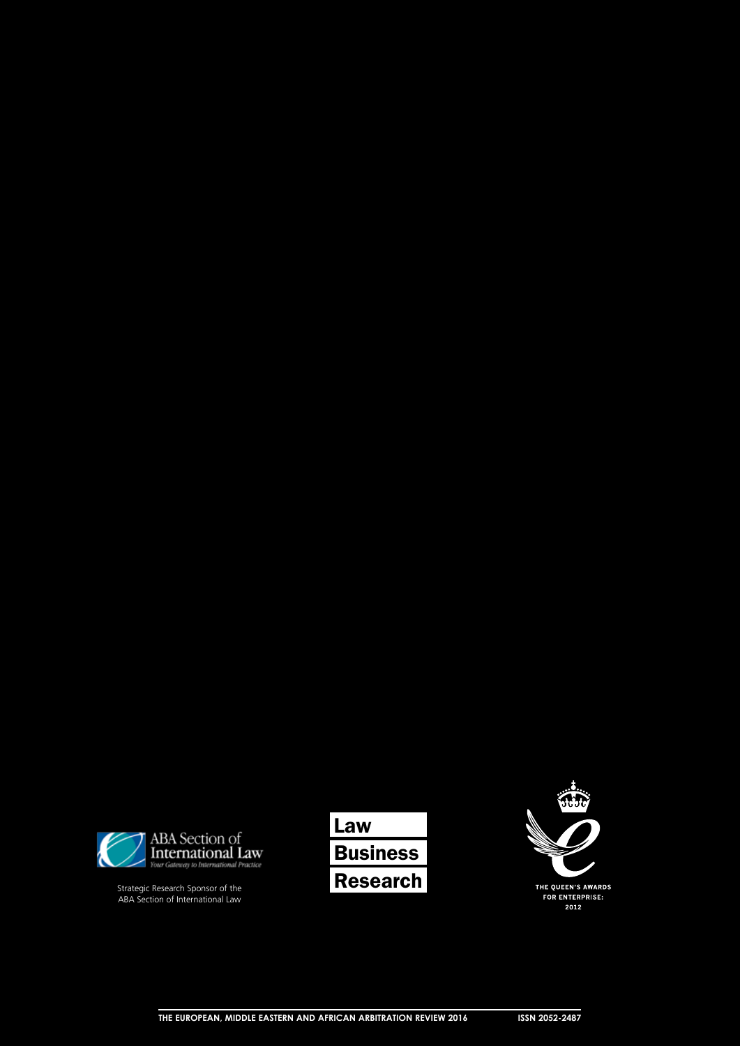ABA Section of International Law
*Your Gateway to International Practice*

Strategic Research Sponsor of the ABA Section of International Law

Law
Business
Research

THE QUEEN'S AWARDS FOR ENTERPRISE: 2012

THE EUROPEAN, MIDDLE EASTERN AND AFRICAN ARBITRATION REVIEW 2016 ISSN 2052-2487